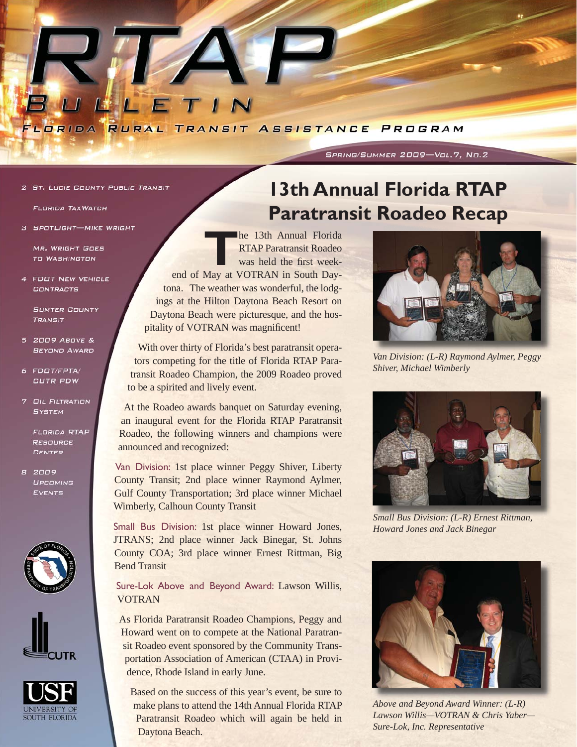# RTAP BULLETIN

FLORIDA RURAL TRANSIT ASSISTANCE PROGRAM

SPRING/SUMMER 2009—VOL.7, NO.2

2 ST. LUCIE COUNTY PUBLIC TRANSIT

FLORIDA TAXWATCH

3 SPOTLIGHT—MIKE WRIGHT

MR. WRIGHT GOES TO WASHINGTON

4 FDOT NEW VEHICLE CONTRACTS

SUMTER COUNTY TRANSIT

5 2009 ABOVE & BEYOND AWARD

6 FDOT/FPTA/CUTR PDW

7 OIL FILTRATION SYSTEM

FLORIDA RTAP RESOURCE CENTER

8 2009 UPCOMING EVENTS

## 13th Annual Florida RTAP Paratransit Roadeo Recap

The 13th Annual Florida RTAP Paratransit Roadeo was held the first weekend of May at VOTRAN in South Daytona. The weather was wonderful, the lodgings at the Hilton Daytona Beach Resort on Daytona Beach were picturesque, and the hospitality of VOTRAN was magnificent!

With over thirty of Florida's best paratransit operators competing for the title of Florida RTAP Paratransit Roadeo Champion, the 2009 Roadeo proved to be a spirited and lively event.

At the Roadeo awards banquet on Saturday evening, an inaugural event for the Florida RTAP Paratransit Roadeo, the following winners and champions were announced and recognized:

Van Division: 1st place winner Peggy Shiver, Liberty County Transit; 2nd place winner Raymond Aylmer, Gulf County Transportation; 3rd place winner Michael Wimberly, Calhoun County Transit

Small Bus Division: 1st place winner Howard Jones, JTRANS; 2nd place winner Jack Binegar, St. Johns County COA; 3rd place winner Ernest Rittman, Big Bend Transit

Sure-Lok Above and Beyond Award: Lawson Willis, VOTRAN

As Florida Paratransit Roadeo Champions, Peggy and Howard went on to compete at the National Paratransit Roadeo event sponsored by the Community Transportation Association of American (CTAA) in Providence, Rhode Island in early June.

Based on the success of this year's event, be sure to make plans to attend the 14th Annual Florida RTAP Paratransit Roadeo which will again be held in Daytona Beach.

*Van Division: (L-R) Raymond Aylmer, Peggy Shiver, Michael Wimberly*

*Small Bus Division: (L-R) Ernest Rittman, Howard Jones and Jack Binegar*

*Above and Beyond Award Winner: (L-R) Lawson Willis—VOTRAN & Chris Yaber—Sure-Lok, Inc. Representative*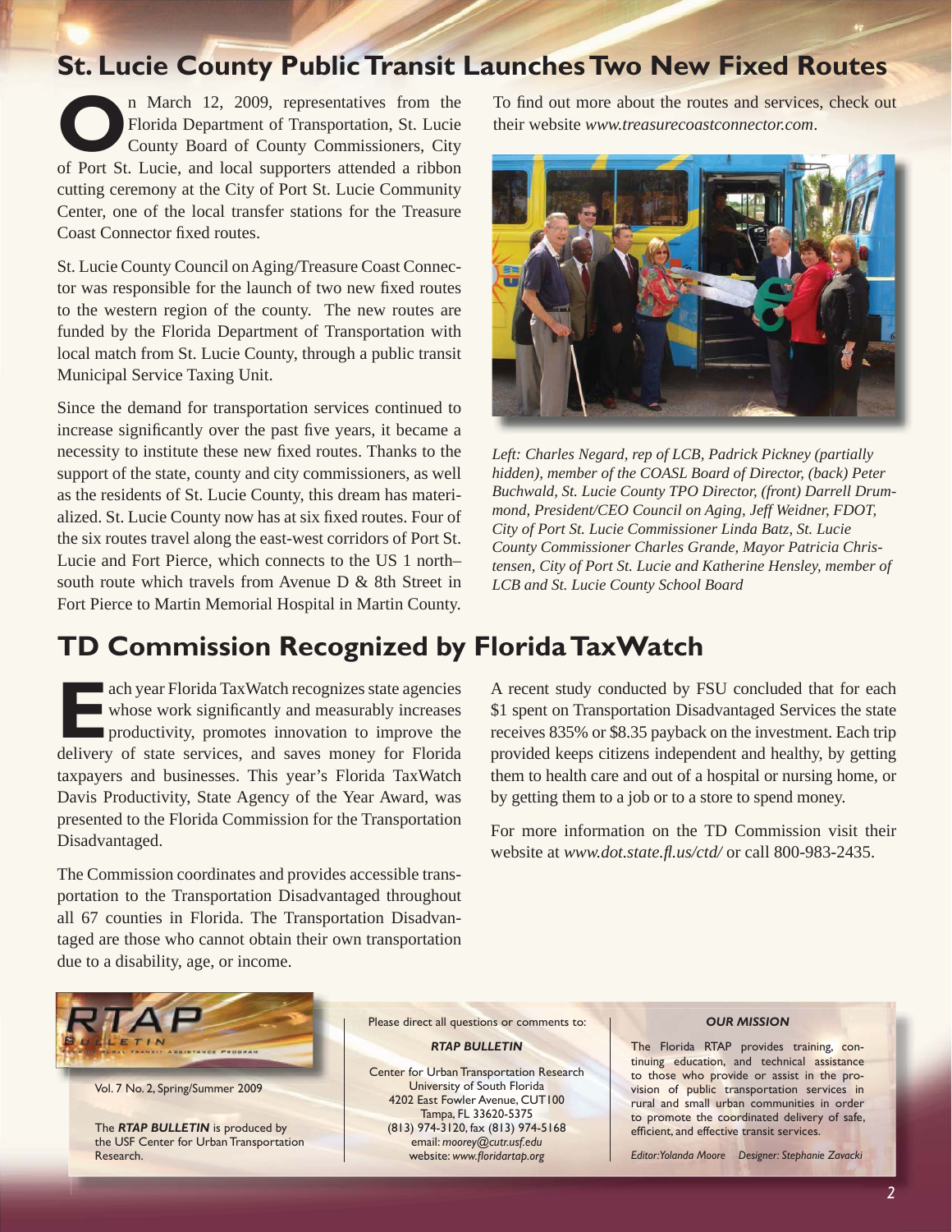## St. Lucie County Public Transit Launches Two New Fixed Routes

On March 12, 2009, representatives from the Florida Department of Transportation, St. Lucie County Board of County Commissioners, City of Port St. Lucie, and local supporters attended a ribbon cutting ceremony at the City of Port St. Lucie Community Center, one of the local transfer stations for the Treasure Coast Connector fixed routes.

St. Lucie County Council on Aging/Treasure Coast Connector was responsible for the launch of two new fixed routes to the western region of the county. The new routes are funded by the Florida Department of Transportation with local match from St. Lucie County, through a public transit Municipal Service Taxing Unit.

Since the demand for transportation services continued to increase significantly over the past five years, it became a necessity to institute these new fixed routes. Thanks to the support of the state, county and city commissioners, as well as the residents of St. Lucie County, this dream has materialized. St. Lucie County now has at six fixed routes. Four of the six routes travel along the east-west corridors of Port St. Lucie and Fort Pierce, which connects to the US 1 north–south route which travels from Avenue D & 8th Street in Fort Pierce to Martin Memorial Hospital in Martin County.

To find out more about the routes and services, check out their website *www.treasurecoastconnector.com*.

*Left: Charles Negard, rep of LCB, Padrick Pickney (partially hidden), member of the COASL Board of Director, (back) Peter Buchwald, St. Lucie County TPO Director, (front) Darrell Drummond, President/CEO Council on Aging, Jeff Weidner, FDOT, City of Port St. Lucie Commissioner Linda Batz, St. Lucie County Commissioner Charles Grande, Mayor Patricia Christensen, City of Port St. Lucie and Katherine Hensley, member of LCB and St. Lucie County School Board*

## TD Commission Recognized by Florida TaxWatch

Each year Florida TaxWatch recognizes state agencies whose work significantly and measurably increases productivity, promotes innovation to improve the delivery of state services, and saves money for Florida taxpayers and businesses. This year's Florida TaxWatch Davis Productivity, State Agency of the Year Award, was presented to the Florida Commission for the Transportation Disadvantaged.

The Commission coordinates and provides accessible transportation to the Transportation Disadvantaged throughout all 67 counties in Florida. The Transportation Disadvantaged are those who cannot obtain their own transportation due to a disability, age, or income.

A recent study conducted by FSU concluded that for each $1 spent on Transportation Disadvantaged Services the state receives 835% or $8.35 payback on the investment. Each trip provided keeps citizens independent and healthy, by getting them to health care and out of a hospital or nursing home, or by getting them to a job or to a store to spend money.

For more information on the TD Commission visit their website at *www.dot.state.fl.us/ctd/* or call 800-983-2435.

---

**RTAP BULLETIN**

Vol. 7 No. 2, Spring/Summer 2009

The ***RTAP BULLETIN*** is produced by the USF Center for Urban Transportation Research.

Please direct all questions or comments to:

***RTAP BULLETIN***

Center for Urban Transportation Research
University of South Florida
4202 East Fowler Avenue, CUT100
Tampa, FL 33620-5375
(813) 974-3120, fax (813) 974-5168
email: *moorey@cutr.usf.edu*
website: *www.floridartap.org*

***OUR MISSION***

The Florida RTAP provides training, continuing education, and technical assistance to those who provide or assist in the provision of public transportation services in rural and small urban communities in order to promote the coordinated delivery of safe, efficient, and effective transit services.

*Editor: Yolanda Moore Designer: Stephanie Zavacki*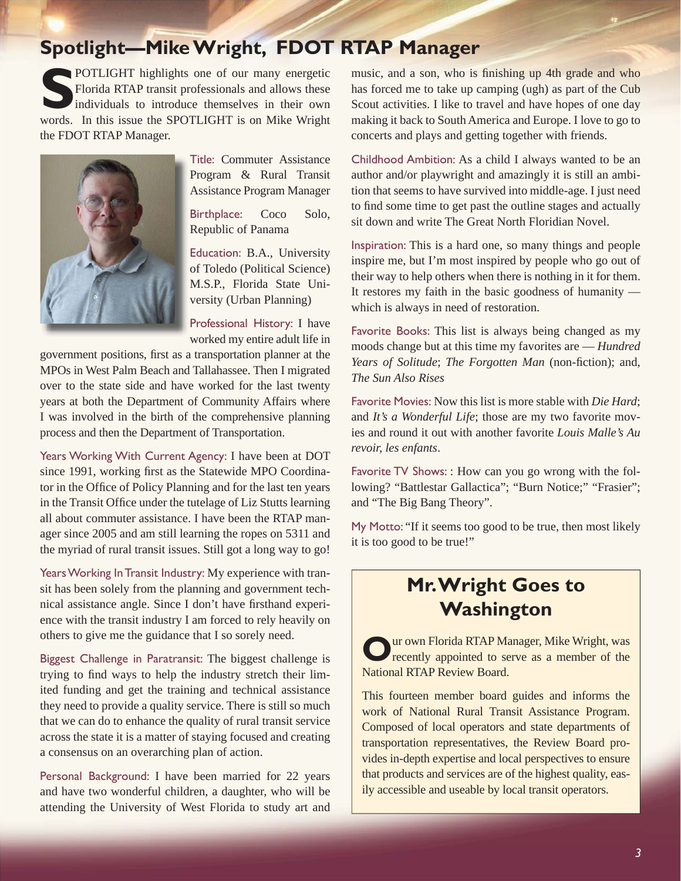## Spotlight—Mike Wright, FDOT RTAP Manager

SPOTLIGHT highlights one of our many energetic Florida RTAP transit professionals and allows these individuals to introduce themselves in their own words. In this issue the SPOTLIGHT is on Mike Wright the FDOT RTAP Manager.

Title: Commuter Assistance Program & Rural Transit Assistance Program Manager

Birthplace: Coco Solo, Republic of Panama

Education: B.A., University of Toledo (Political Science) M.S.P., Florida State University (Urban Planning)

Professional History: I have worked my entire adult life in government positions, first as a transportation planner at the MPOs in West Palm Beach and Tallahassee. Then I migrated over to the state side and have worked for the last twenty years at both the Department of Community Affairs where I was involved in the birth of the comprehensive planning process and then the Department of Transportation.

Years Working With Current Agency: I have been at DOT since 1991, working first as the Statewide MPO Coordinator in the Office of Policy Planning and for the last ten years in the Transit Office under the tutelage of Liz Stutts learning all about commuter assistance. I have been the RTAP manager since 2005 and am still learning the ropes on 5311 and the myriad of rural transit issues. Still got a long way to go!

Years Working In Transit Industry: My experience with transit has been solely from the planning and government technical assistance angle. Since I don't have firsthand experience with the transit industry I am forced to rely heavily on others to give me the guidance that I so sorely need.

Biggest Challenge in Paratransit: The biggest challenge is trying to find ways to help the industry stretch their limited funding and get the training and technical assistance they need to provide a quality service. There is still so much that we can do to enhance the quality of rural transit service across the state it is a matter of staying focused and creating a consensus on an overarching plan of action.

Personal Background: I have been married for 22 years and have two wonderful children, a daughter, who will be attending the University of West Florida to study art and music, and a son, who is finishing up 4th grade and who has forced me to take up camping (ugh) as part of the Cub Scout activities. I like to travel and have hopes of one day making it back to South America and Europe. I love to go to concerts and plays and getting together with friends.

Childhood Ambition: As a child I always wanted to be an author and/or playwright and amazingly it is still an ambition that seems to have survived into middle-age. I just need to find some time to get past the outline stages and actually sit down and write The Great North Floridian Novel.

Inspiration: This is a hard one, so many things and people inspire me, but I'm most inspired by people who go out of their way to help others when there is nothing in it for them. It restores my faith in the basic goodness of humanity — which is always in need of restoration.

Favorite Books: This list is always being changed as my moods change but at this time my favorites are — *Hundred Years of Solitude*; *The Forgotten Man* (non-fiction); and, *The Sun Also Rises*

Favorite Movies: Now this list is more stable with *Die Hard*; and *It's a Wonderful Life*; those are my two favorite movies and round it out with another favorite *Louis Malle's Au revoir, les enfants*.

Favorite TV Shows: : How can you go wrong with the following? "Battlestar Gallactica"; "Burn Notice;" "Frasier"; and "The Big Bang Theory".

My Motto: "If it seems too good to be true, then most likely it is too good to be true!"

## Mr. Wright Goes to Washington

Our own Florida RTAP Manager, Mike Wright, was recently appointed to serve as a member of the National RTAP Review Board.

This fourteen member board guides and informs the work of National Rural Transit Assistance Program. Composed of local operators and state departments of transportation representatives, the Review Board provides in-depth expertise and local perspectives to ensure that products and services are of the highest quality, easily accessible and useable by local transit operators.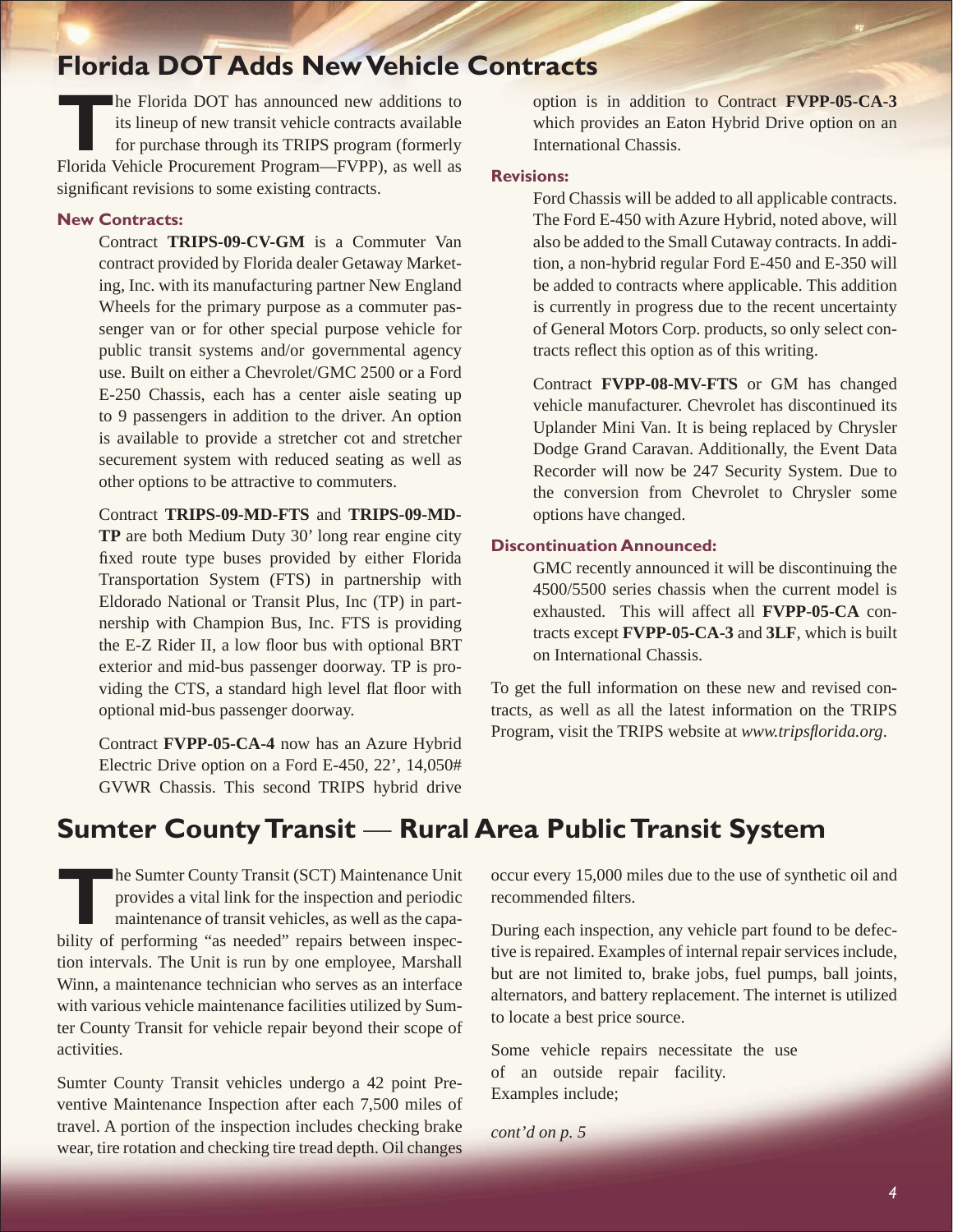## Florida DOT Adds New Vehicle Contracts

The Florida DOT has announced new additions to its lineup of new transit vehicle contracts available for purchase through its TRIPS program (formerly Florida Vehicle Procurement Program—FVPP), as well as significant revisions to some existing contracts.

### New Contracts:

Contract **TRIPS-09-CV-GM** is a Commuter Van contract provided by Florida dealer Getaway Marketing, Inc. with its manufacturing partner New England Wheels for the primary purpose as a commuter passenger van or for other special purpose vehicle for public transit systems and/or governmental agency use. Built on either a Chevrolet/GMC 2500 or a Ford E-250 Chassis, each has a center aisle seating up to 9 passengers in addition to the driver. An option is available to provide a stretcher cot and stretcher securement system with reduced seating as well as other options to be attractive to commuters.

Contract **TRIPS-09-MD-FTS** and **TRIPS-09-MD-TP** are both Medium Duty 30' long rear engine city fixed route type buses provided by either Florida Transportation System (FTS) in partnership with Eldorado National or Transit Plus, Inc (TP) in partnership with Champion Bus, Inc. FTS is providing the E-Z Rider II, a low floor bus with optional BRT exterior and mid-bus passenger doorway. TP is providing the CTS, a standard high level flat floor with optional mid-bus passenger doorway.

Contract **FVPP-05-CA-4** now has an Azure Hybrid Electric Drive option on a Ford E-450, 22', 14,050# GVWR Chassis. This second TRIPS hybrid drive option is in addition to Contract **FVPP-05-CA-3** which provides an Eaton Hybrid Drive option on an International Chassis.

### Revisions:

Ford Chassis will be added to all applicable contracts. The Ford E-450 with Azure Hybrid, noted above, will also be added to the Small Cutaway contracts. In addition, a non-hybrid regular Ford E-450 and E-350 will be added to contracts where applicable. This addition is currently in progress due to the recent uncertainty of General Motors Corp. products, so only select contracts reflect this option as of this writing.

Contract **FVPP-08-MV-FTS** or GM has changed vehicle manufacturer. Chevrolet has discontinued its Uplander Mini Van. It is being replaced by Chrysler Dodge Grand Caravan. Additionally, the Event Data Recorder will now be 247 Security System. Due to the conversion from Chevrolet to Chrysler some options have changed.

### Discontinuation Announced:

GMC recently announced it will be discontinuing the 4500/5500 series chassis when the current model is exhausted. This will affect all **FVPP-05-CA** contracts except **FVPP-05-CA-3** and **3LF**, which is built on International Chassis.

To get the full information on these new and revised contracts, as well as all the latest information on the TRIPS Program, visit the TRIPS website at *www.tripsflorida.org*.

## Sumter County Transit — Rural Area Public Transit System

The Sumter County Transit (SCT) Maintenance Unit provides a vital link for the inspection and periodic maintenance of transit vehicles, as well as the capability of performing "as needed" repairs between inspection intervals. The Unit is run by one employee, Marshall Winn, a maintenance technician who serves as an interface with various vehicle maintenance facilities utilized by Sumter County Transit for vehicle repair beyond their scope of activities.

Sumter County Transit vehicles undergo a 42 point Preventive Maintenance Inspection after each 7,500 miles of travel. A portion of the inspection includes checking brake wear, tire rotation and checking tire tread depth. Oil changes occur every 15,000 miles due to the use of synthetic oil and recommended filters.

During each inspection, any vehicle part found to be defective is repaired. Examples of internal repair services include, but are not limited to, brake jobs, fuel pumps, ball joints, alternators, and battery replacement. The internet is utilized to locate a best price source.

Some vehicle repairs necessitate the use of an outside repair facility. Examples include;

*cont'd on p. 5*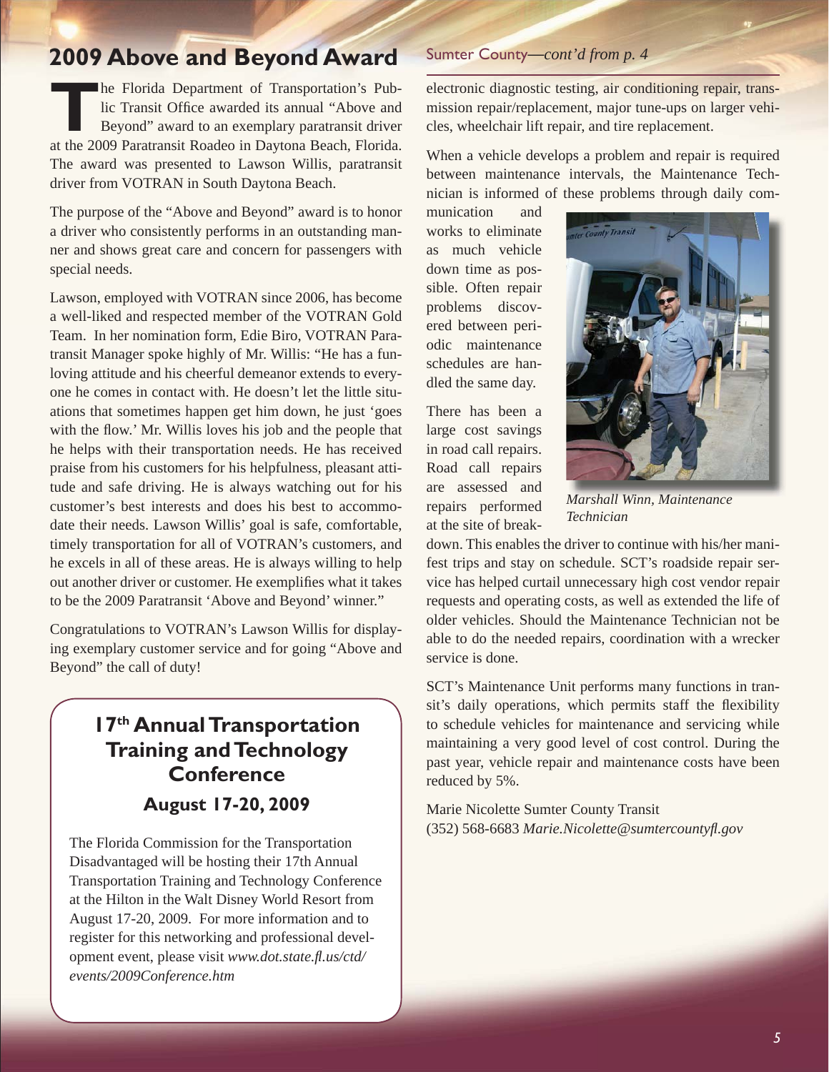## 2009 Above and Beyond Award

The Florida Department of Transportation's Public Transit Office awarded its annual "Above and Beyond" award to an exemplary paratransit driver at the 2009 Paratransit Roadeo in Daytona Beach, Florida. The award was presented to Lawson Willis, paratransit driver from VOTRAN in South Daytona Beach.

The purpose of the "Above and Beyond" award is to honor a driver who consistently performs in an outstanding manner and shows great care and concern for passengers with special needs.

Lawson, employed with VOTRAN since 2006, has become a well-liked and respected member of the VOTRAN Gold Team. In her nomination form, Edie Biro, VOTRAN Paratransit Manager spoke highly of Mr. Willis: "He has a fun-loving attitude and his cheerful demeanor extends to everyone he comes in contact with. He doesn't let the little situations that sometimes happen get him down, he just 'goes with the flow.' Mr. Willis loves his job and the people that he helps with their transportation needs. He has received praise from his customers for his helpfulness, pleasant attitude and safe driving. He is always watching out for his customer's best interests and does his best to accommodate their needs. Lawson Willis' goal is safe, comfortable, timely transportation for all of VOTRAN's customers, and he excels in all of these areas. He is always willing to help out another driver or customer. He exemplifies what it takes to be the 2009 Paratransit 'Above and Beyond' winner."

Congratulations to VOTRAN's Lawson Willis for displaying exemplary customer service and for going "Above and Beyond" the call of duty!

### 17th Annual Transportation Training and Technology Conference

**August 17-20, 2009**

The Florida Commission for the Transportation Disadvantaged will be hosting their 17th Annual Transportation Training and Technology Conference at the Hilton in the Walt Disney World Resort from August 17-20, 2009. For more information and to register for this networking and professional development event, please visit *www.dot.state.fl.us/ctd/events/2009Conference.htm*

Sumter County—*cont'd from p. 4*

electronic diagnostic testing, air conditioning repair, transmission repair/replacement, major tune-ups on larger vehicles, wheelchair lift repair, and tire replacement.

When a vehicle develops a problem and repair is required between maintenance intervals, the Maintenance Technician is informed of these problems through daily communication and works to eliminate as much vehicle down time as possible. Often repair problems discovered between periodic maintenance schedules are handled the same day.

There has been a large cost savings in road call repairs. Road call repairs are assessed and repairs performed at the site of breakdown. This enables the driver to continue with his/her manifest trips and stay on schedule. SCT's roadside repair service has helped curtail unnecessary high cost vendor repair requests and operating costs, as well as extended the life of older vehicles. Should the Maintenance Technician not be able to do the needed repairs, coordination with a wrecker service is done.

*Marshall Winn, Maintenance Technician*

SCT's Maintenance Unit performs many functions in transit's daily operations, which permits staff the flexibility to schedule vehicles for maintenance and servicing while maintaining a very good level of cost control. During the past year, vehicle repair and maintenance costs have been reduced by 5%.

Marie Nicolette Sumter County Transit
(352) 568-6683 *Marie.Nicolette@sumtercountyfl.gov*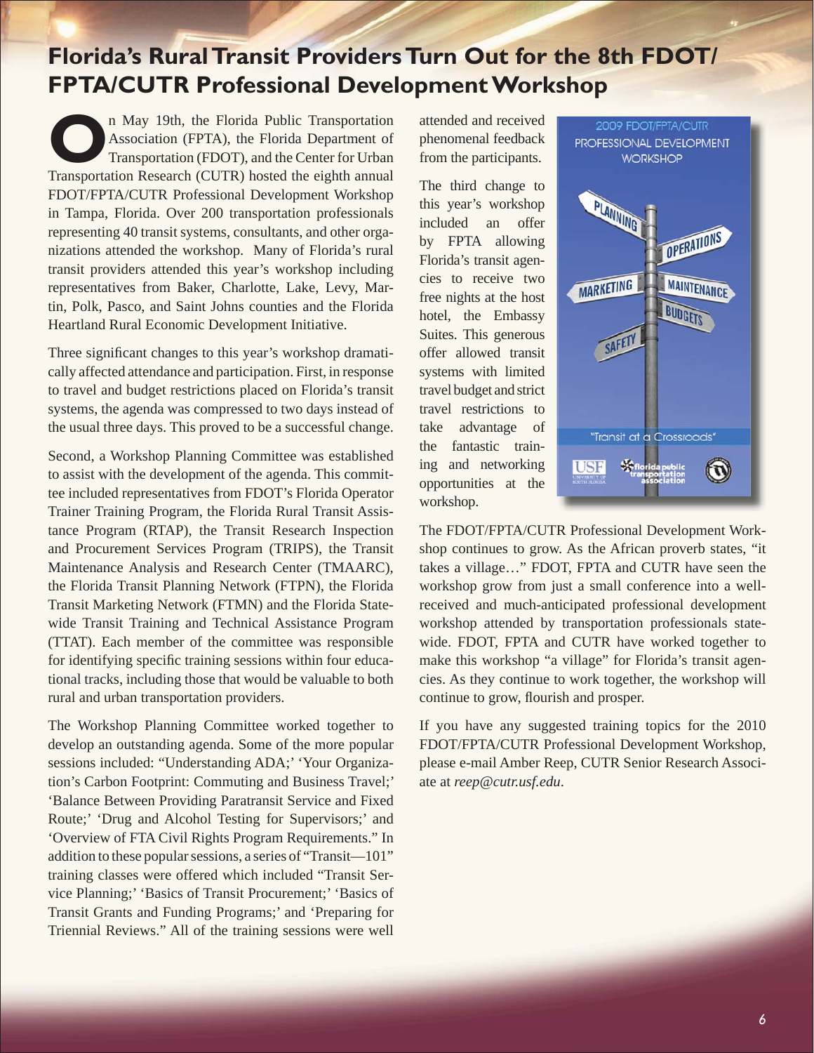# Florida's Rural Transit Providers Turn Out for the 8th FDOT/FPTA/CUTR Professional Development Workshop

On May 19th, the Florida Public Transportation Association (FPTA), the Florida Department of Transportation (FDOT), and the Center for Urban Transportation Research (CUTR) hosted the eighth annual FDOT/FPTA/CUTR Professional Development Workshop in Tampa, Florida. Over 200 transportation professionals representing 40 transit systems, consultants, and other organizations attended the workshop. Many of Florida's rural transit providers attended this year's workshop including representatives from Baker, Charlotte, Lake, Levy, Martin, Polk, Pasco, and Saint Johns counties and the Florida Heartland Rural Economic Development Initiative.

Three significant changes to this year's workshop dramatically affected attendance and participation. First, in response to travel and budget restrictions placed on Florida's transit systems, the agenda was compressed to two days instead of the usual three days. This proved to be a successful change.

Second, a Workshop Planning Committee was established to assist with the development of the agenda. This committee included representatives from FDOT's Florida Operator Trainer Training Program, the Florida Rural Transit Assistance Program (RTAP), the Transit Research Inspection and Procurement Services Program (TRIPS), the Transit Maintenance Analysis and Research Center (TMAARC), the Florida Transit Planning Network (FTPN), the Florida Transit Marketing Network (FTMN) and the Florida Statewide Transit Training and Technical Assistance Program (TTAT). Each member of the committee was responsible for identifying specific training sessions within four educational tracks, including those that would be valuable to both rural and urban transportation providers.

The Workshop Planning Committee worked together to develop an outstanding agenda. Some of the more popular sessions included: "Understanding ADA;' 'Your Organization's Carbon Footprint: Commuting and Business Travel;' 'Balance Between Providing Paratransit Service and Fixed Route;' 'Drug and Alcohol Testing for Supervisors;' and 'Overview of FTA Civil Rights Program Requirements." In addition to these popular sessions, a series of "Transit—101" training classes were offered which included "Transit Service Planning;' 'Basics of Transit Procurement;' 'Basics of Transit Grants and Funding Programs;' and 'Preparing for Triennial Reviews." All of the training sessions were well attended and received phenomenal feedback from the participants.

The third change to this year's workshop included an offer by FPTA allowing Florida's transit agencies to receive two free nights at the host hotel, the Embassy Suites. This generous offer allowed transit systems with limited travel budget and strict travel restrictions to take advantage of the fantastic training and networking opportunities at the workshop.

The FDOT/FPTA/CUTR Professional Development Workshop continues to grow. As the African proverb states, "it takes a village…" FDOT, FPTA and CUTR have seen the workshop grow from just a small conference into a well-received and much-anticipated professional development workshop attended by transportation professionals statewide. FDOT, FPTA and CUTR have worked together to make this workshop "a village" for Florida's transit agencies. As they continue to work together, the workshop will continue to grow, flourish and prosper.

If you have any suggested training topics for the 2010 FDOT/FPTA/CUTR Professional Development Workshop, please e-mail Amber Reep, CUTR Senior Research Associate at *reep@cutr.usf.edu*.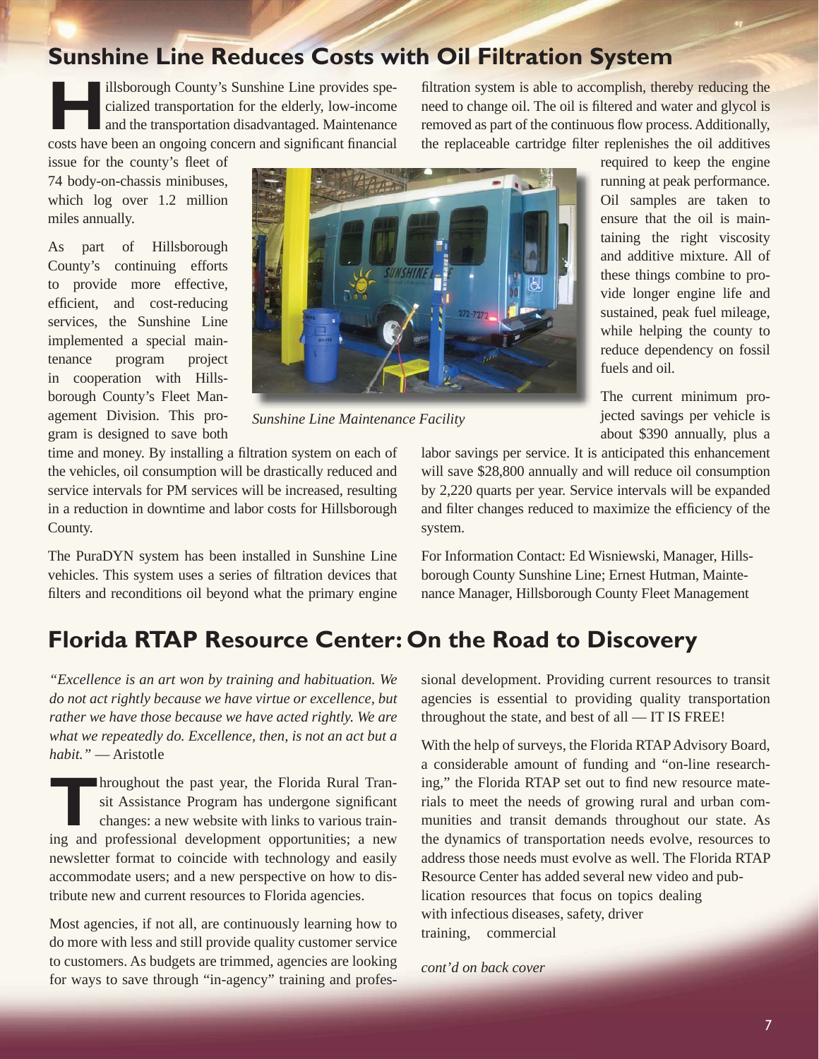## Sunshine Line Reduces Costs with Oil Filtration System

Hillsborough County's Sunshine Line provides specialized transportation for the elderly, low-income and the transportation disadvantaged. Maintenance costs have been an ongoing concern and significant financial issue for the county's fleet of 74 body-on-chassis minibuses, which log over 1.2 million miles annually.

As part of Hillsborough County's continuing efforts to provide more effective, efficient, and cost-reducing services, the Sunshine Line implemented a special maintenance program project in cooperation with Hillsborough County's Fleet Management Division. This program is designed to save both time and money. By installing a filtration system on each of the vehicles, oil consumption will be drastically reduced and service intervals for PM services will be increased, resulting in a reduction in downtime and labor costs for Hillsborough County.

*Sunshine Line Maintenance Facility*

The PuraDYN system has been installed in Sunshine Line vehicles. This system uses a series of filtration devices that filters and reconditions oil beyond what the primary engine filtration system is able to accomplish, thereby reducing the need to change oil. The oil is filtered and water and glycol is removed as part of the continuous flow process. Additionally, the replaceable cartridge filter replenishes the oil additives required to keep the engine running at peak performance. Oil samples are taken to ensure that the oil is maintaining the right viscosity and additive mixture. All of these things combine to provide longer engine life and sustained, peak fuel mileage, while helping the county to reduce dependency on fossil fuels and oil.

The current minimum projected savings per vehicle is about $390 annually, plus a labor savings per service. It is anticipated this enhancement will save $28,800 annually and will reduce oil consumption by 2,220 quarts per year. Service intervals will be expanded and filter changes reduced to maximize the efficiency of the system.

For Information Contact: Ed Wisniewski, Manager, Hillsborough County Sunshine Line; Ernest Hutman, Maintenance Manager, Hillsborough County Fleet Management

## Florida RTAP Resource Center: On the Road to Discovery

*"Excellence is an art won by training and habituation. We do not act rightly because we have virtue or excellence, but rather we have those because we have acted rightly. We are what we repeatedly do. Excellence, then, is not an act but a habit."* — Aristotle

Throughout the past year, the Florida Rural Transit Assistance Program has undergone significant changes: a new website with links to various training and professional development opportunities; a new newsletter format to coincide with technology and easily accommodate users; and a new perspective on how to distribute new and current resources to Florida agencies.

Most agencies, if not all, are continuously learning how to do more with less and still provide quality customer service to customers. As budgets are trimmed, agencies are looking for ways to save through "in-agency" training and professional development. Providing current resources to transit agencies is essential to providing quality transportation throughout the state, and best of all — IT IS FREE!

With the help of surveys, the Florida RTAP Advisory Board, a considerable amount of funding and "on-line researching," the Florida RTAP set out to find new resource materials to meet the needs of growing rural and urban communities and transit demands throughout our state. As the dynamics of transportation needs evolve, resources to address those needs must evolve as well. The Florida RTAP Resource Center has added several new video and publication resources that focus on topics dealing with infectious diseases, safety, driver training, commercial

*cont'd on back cover*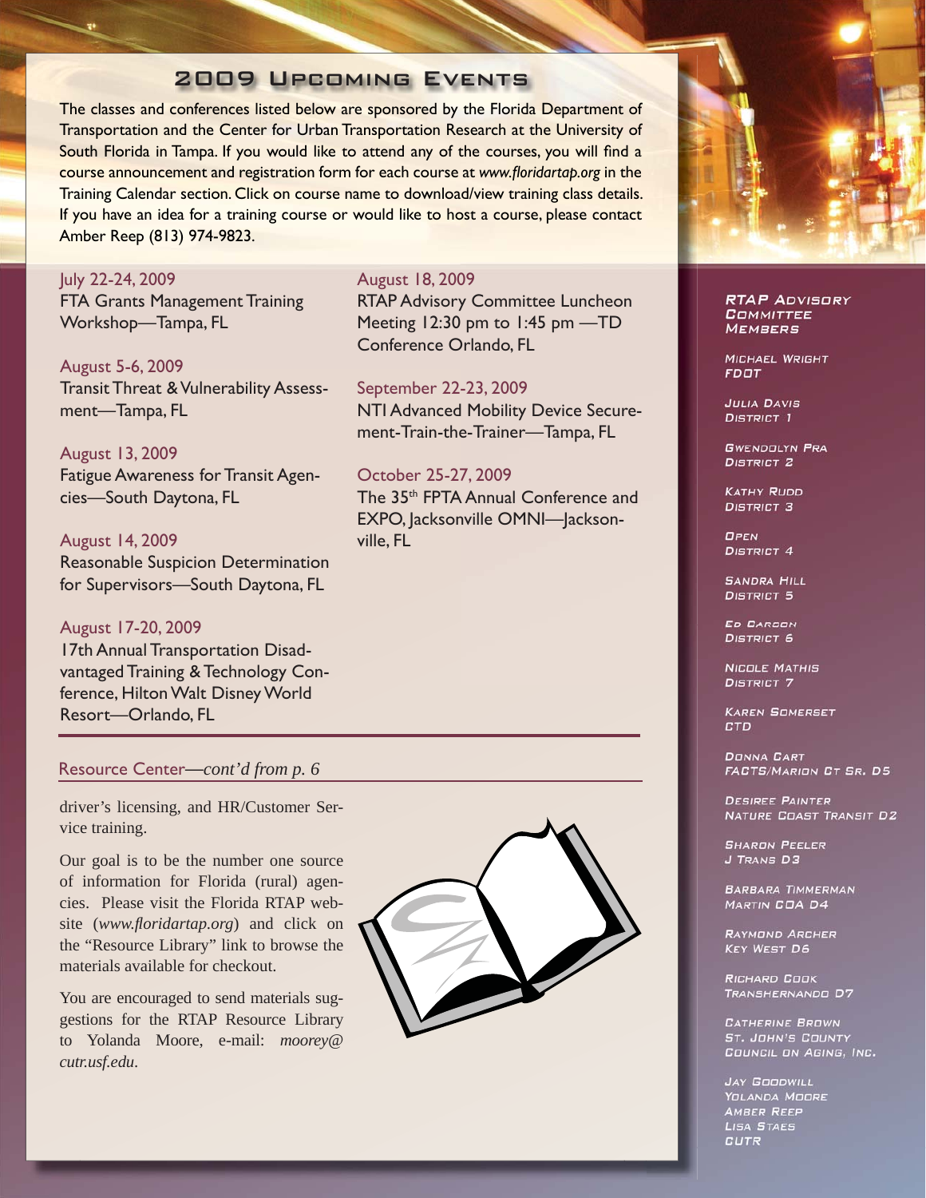# 2009 Upcoming Events

The classes and conferences listed below are sponsored by the Florida Department of Transportation and the Center for Urban Transportation Research at the University of South Florida in Tampa. If you would like to attend any of the courses, you will find a course announcement and registration form for each course at *www.floridartap.org* in the Training Calendar section. Click on course name to download/view training class details. If you have an idea for a training course or would like to host a course, please contact Amber Reep (813) 974-9823.

July 22-24, 2009
FTA Grants Management Training Workshop—Tampa, FL

August 5-6, 2009
Transit Threat & Vulnerability Assessment—Tampa, FL

August 13, 2009
Fatigue Awareness for Transit Agencies—South Daytona, FL

August 14, 2009
Reasonable Suspicion Determination for Supervisors—South Daytona, FL

August 17-20, 2009
17th Annual Transportation Disadvantaged Training & Technology Conference, Hilton Walt Disney World Resort—Orlando, FL

August 18, 2009
RTAP Advisory Committee Luncheon Meeting 12:30 pm to 1:45 pm —TD Conference Orlando, FL

September 22-23, 2009
NTI Advanced Mobility Device Securement-Train-the-Trainer—Tampa, FL

October 25-27, 2009
The 35th FPTA Annual Conference and EXPO, Jacksonville OMNI—Jacksonville, FL

## Resource Center—*cont'd from p. 6*

driver's licensing, and HR/Customer Service training.

Our goal is to be the number one source of information for Florida (rural) agencies. Please visit the Florida RTAP website (*www.floridartap.org*) and click on the "Resource Library" link to browse the materials available for checkout.

You are encouraged to send materials suggestions for the RTAP Resource Library to Yolanda Moore, e-mail: *moorey@cutr.usf.edu*.

### RTAP Advisory Committee Members

Michael Wright
FDOT

Julia Davis
District 1

Gwendolyn Pra
District 2

Kathy Rudd
District 3

Open
District 4

Sandra Hill
District 5

Ed Carson
District 6

Nicole Mathis
District 7

Karen Somerset
CTD

Donna Cart
FACTS/Marion Ct Sr. D5

Desiree Painter
Nature Coast Transit D2

Sharon Peeler
J Trans D3

Barbara Timmerman
Martin COA D4

Raymond Archer
Key West D6

Richard Cook
Transhernando D7

Catherine Brown
St. John's County Council on Aging, Inc.

Jay Goodwill
Yolanda Moore
Amber Reep
Lisa Staes
CUTR